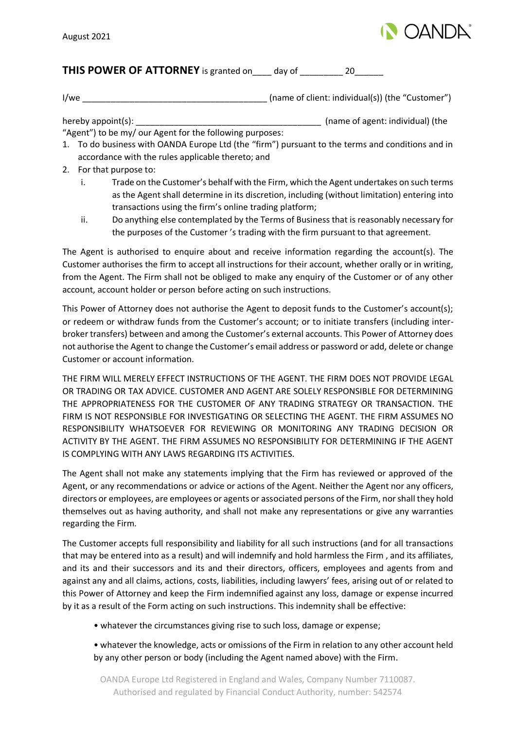August 2021

**THIS POWER OF ATTORNEY** is granted on____ day of _________ 20______

I/we _______________________________________ (name of client: individual(s)) (the "Customer")

hereby appoint(s): _______________________________________ (name of agent: individual) (the "Agent") to be my/ our Agent for the following purposes:

1. To do business with OANDA Europe Ltd (the "firm") pursuant to the terms and conditions and in accordance with the rules applicable thereto; and
2. For that purpose to:
   i. Trade on the Customer's behalf with the Firm, which the Agent undertakes on such terms as the Agent shall determine in its discretion, including (without limitation) entering into transactions using the firm's online trading platform;
   ii. Do anything else contemplated by the Terms of Business that is reasonably necessary for the purposes of the Customer 's trading with the firm pursuant to that agreement.

The Agent is authorised to enquire about and receive information regarding the account(s). The Customer authorises the firm to accept all instructions for their account, whether orally or in writing, from the Agent. The Firm shall not be obliged to make any enquiry of the Customer or of any other account, account holder or person before acting on such instructions.

This Power of Attorney does not authorise the Agent to deposit funds to the Customer's account(s); or redeem or withdraw funds from the Customer's account; or to initiate transfers (including inter-broker transfers) between and among the Customer's external accounts. This Power of Attorney does not authorise the Agent to change the Customer's email address or password or add, delete or change Customer or account information.

THE FIRM WILL MERELY EFFECT INSTRUCTIONS OF THE AGENT. THE FIRM DOES NOT PROVIDE LEGAL OR TRADING OR TAX ADVICE. CUSTOMER AND AGENT ARE SOLELY RESPONSIBLE FOR DETERMINING THE APPROPRIATENESS FOR THE CUSTOMER OF ANY TRADING STRATEGY OR TRANSACTION. THE FIRM IS NOT RESPONSIBLE FOR INVESTIGATING OR SELECTING THE AGENT. THE FIRM ASSUMES NO RESPONSIBILITY WHATSOEVER FOR REVIEWING OR MONITORING ANY TRADING DECISION OR ACTIVITY BY THE AGENT. THE FIRM ASSUMES NO RESPONSIBILITY FOR DETERMINING IF THE AGENT IS COMPLYING WITH ANY LAWS REGARDING ITS ACTIVITIES.

The Agent shall not make any statements implying that the Firm has reviewed or approved of the Agent, or any recommendations or advice or actions of the Agent. Neither the Agent nor any officers, directors or employees, are employees or agents or associated persons of the Firm, nor shall they hold themselves out as having authority, and shall not make any representations or give any warranties regarding the Firm.

The Customer accepts full responsibility and liability for all such instructions (and for all transactions that may be entered into as a result) and will indemnify and hold harmless the Firm , and its affiliates, and its and their successors and its and their directors, officers, employees and agents from and against any and all claims, actions, costs, liabilities, including lawyers' fees, arising out of or related to this Power of Attorney and keep the Firm indemnified against any loss, damage or expense incurred by it as a result of the Form acting on such instructions. This indemnity shall be effective:

- whatever the circumstances giving rise to such loss, damage or expense;
- whatever the knowledge, acts or omissions of the Firm in relation to any other account held by any other person or body (including the Agent named above) with the Firm.

OANDA Europe Ltd Registered in England and Wales, Company Number 7110087.
Authorised and regulated by Financial Conduct Authority, number: 542574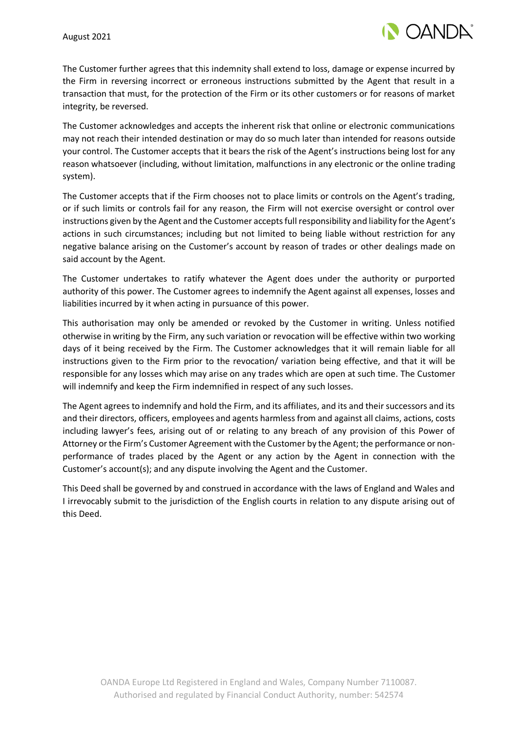The Customer further agrees that this indemnity shall extend to loss, damage or expense incurred by the Firm in reversing incorrect or erroneous instructions submitted by the Agent that result in a transaction that must, for the protection of the Firm or its other customers or for reasons of market integrity, be reversed.

The Customer acknowledges and accepts the inherent risk that online or electronic communications may not reach their intended destination or may do so much later than intended for reasons outside your control. The Customer accepts that it bears the risk of the Agent's instructions being lost for any reason whatsoever (including, without limitation, malfunctions in any electronic or the online trading system).

The Customer accepts that if the Firm chooses not to place limits or controls on the Agent's trading, or if such limits or controls fail for any reason, the Firm will not exercise oversight or control over instructions given by the Agent and the Customer accepts full responsibility and liability for the Agent's actions in such circumstances; including but not limited to being liable without restriction for any negative balance arising on the Customer's account by reason of trades or other dealings made on said account by the Agent.

The Customer undertakes to ratify whatever the Agent does under the authority or purported authority of this power. The Customer agrees to indemnify the Agent against all expenses, losses and liabilities incurred by it when acting in pursuance of this power.

This authorisation may only be amended or revoked by the Customer in writing. Unless notified otherwise in writing by the Firm, any such variation or revocation will be effective within two working days of it being received by the Firm. The Customer acknowledges that it will remain liable for all instructions given to the Firm prior to the revocation/ variation being effective, and that it will be responsible for any losses which may arise on any trades which are open at such time. The Customer will indemnify and keep the Firm indemnified in respect of any such losses.

The Agent agrees to indemnify and hold the Firm, and its affiliates, and its and their successors and its and their directors, officers, employees and agents harmless from and against all claims, actions, costs including lawyer's fees, arising out of or relating to any breach of any provision of this Power of Attorney or the Firm's Customer Agreement with the Customer by the Agent; the performance or non-performance of trades placed by the Agent or any action by the Agent in connection with the Customer's account(s); and any dispute involving the Agent and the Customer.

This Deed shall be governed by and construed in accordance with the laws of England and Wales and I irrevocably submit to the jurisdiction of the English courts in relation to any dispute arising out of this Deed.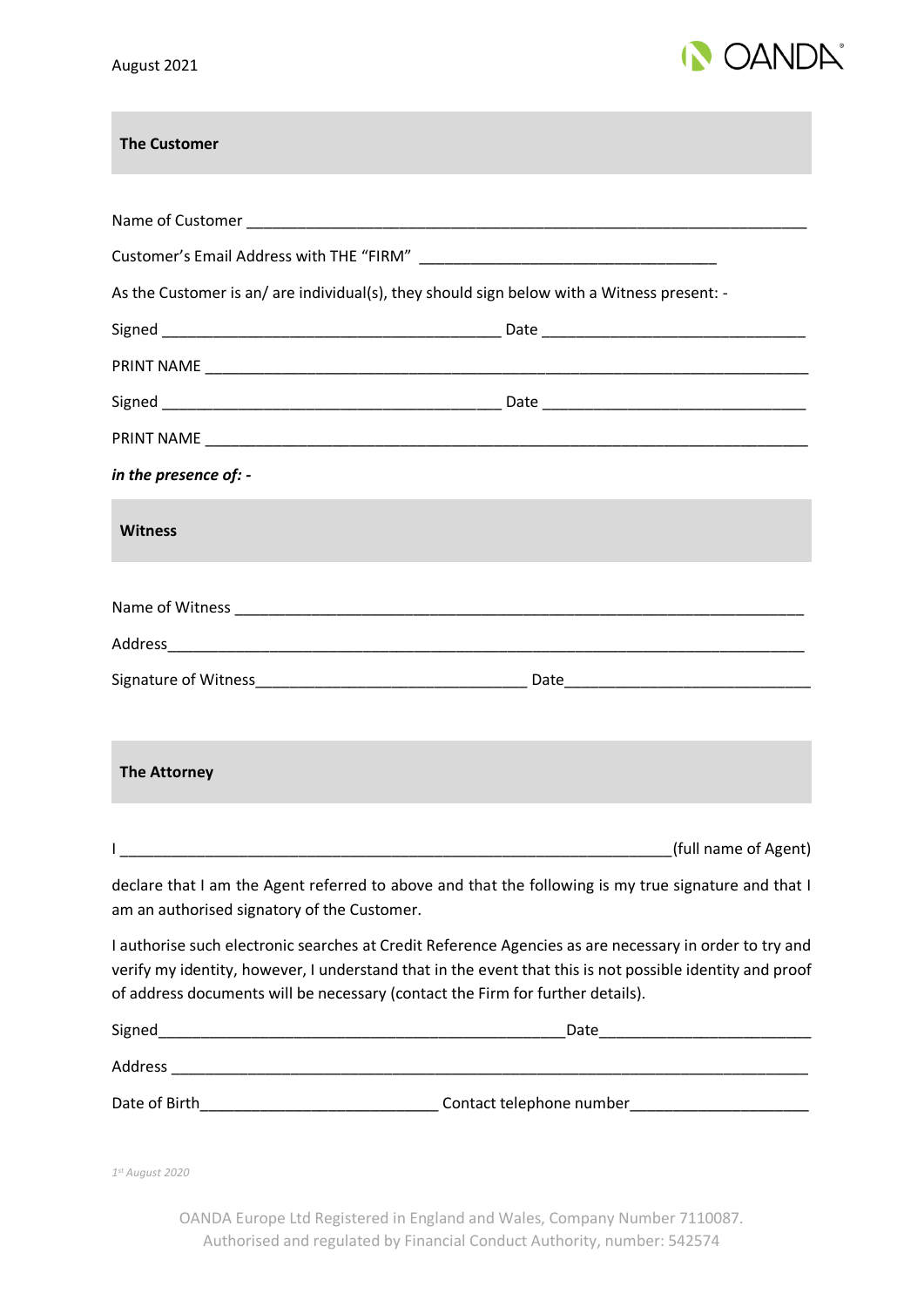August 2021

## The Customer

Name of Customer ___________________________________________________________________

Customer's Email Address with THE "FIRM" ___________________________________

As the Customer is an/ are individual(s), they should sign below with a Witness present: -

Signed ________________________________________ Date _______________________________

PRINT NAME _______________________________________________________________________

Signed ________________________________________ Date _______________________________

PRINT NAME _______________________________________________________________________

***in the presence of: -***

## Witness

Name of Witness ___________________________________________________________________

Address___________________________________________________________________________

Signature of Witness________________________________ Date______________________________

## The Attorney

I _________________________________________________________________(full name of Agent)

declare that I am the Agent referred to above and that the following is my true signature and that I am an authorised signatory of the Customer.

I authorise such electronic searches at Credit Reference Agencies as are necessary in order to try and verify my identity, however, I understand that in the event that this is not possible identity and proof of address documents will be necessary (contact the Firm for further details).

Signed_________________________________________________Date_________________________

Address __________________________________________________________________________

Date of Birth____________________________ Contact telephone number_____________________

*1st August 2020*

OANDA Europe Ltd Registered in England and Wales, Company Number 7110087.
Authorised and regulated by Financial Conduct Authority, number: 542574